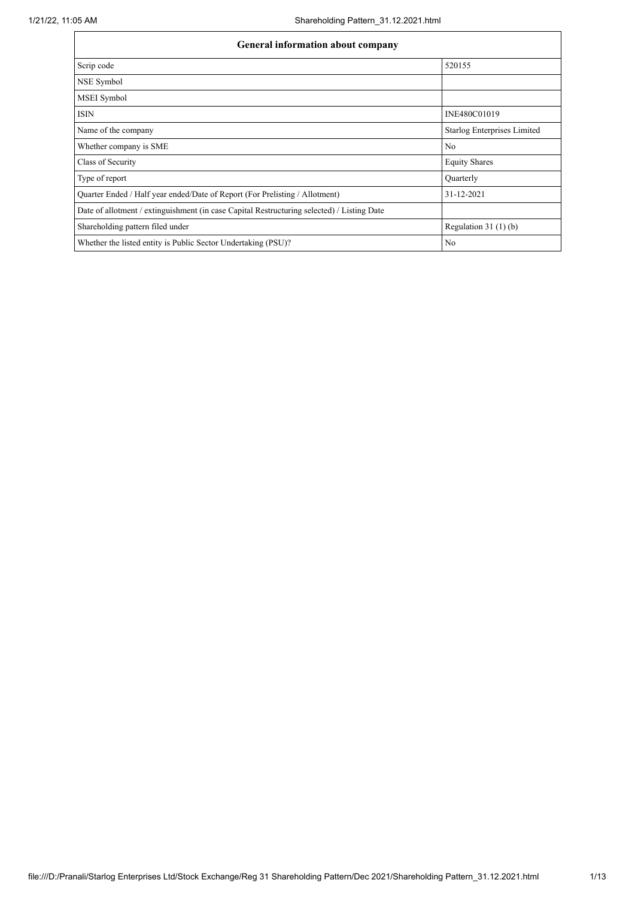| General information about company | |
| --- | --- |
| Scrip code | 520155 |
| NSE Symbol | |
| MSEI Symbol | |
| ISIN | INE480C01019 |
| Name of the company | Starlog Enterprises Limited |
| Whether company is SME | No |
| Class of Security | Equity Shares |
| Type of report | Quarterly |
| Quarter Ended / Half year ended/Date of Report (For Prelisting / Allotment) | 31-12-2021 |
| Date of allotment / extinguishment (in case Capital Restructuring selected) / Listing Date | |
| Shareholding pattern filed under | Regulation 31 (1) (b) |
| Whether the listed entity is Public Sector Undertaking (PSU)? | No |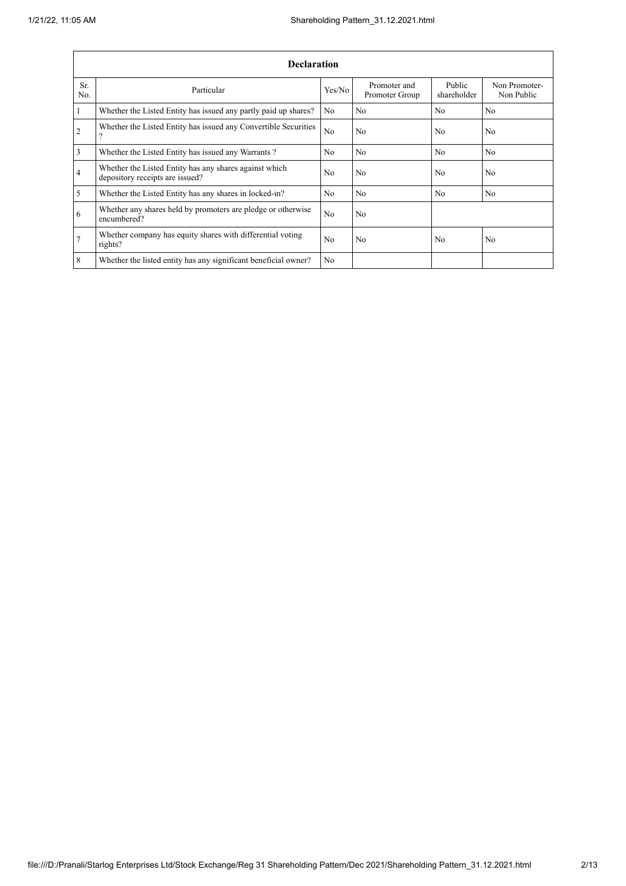| Declaration | | | | | |
|---|---|---|---|---|---|
| Sr. No. | Particular | Yes/No | Promoter and Promoter Group | Public shareholder | Non Promoter- Non Public |
| 1 | Whether the Listed Entity has issued any partly paid up shares? | No | No | No | No |
| 2 | Whether the Listed Entity has issued any Convertible Securities ? | No | No | No | No |
| 3 | Whether the Listed Entity has issued any Warrants ? | No | No | No | No |
| 4 | Whether the Listed Entity has any shares against which depository receipts are issued? | No | No | No | No |
| 5 | Whether the Listed Entity has any shares in locked-in? | No | No | No | No |
| 6 | Whether any shares held by promoters are pledge or otherwise encumbered? | No | No | | |
| 7 | Whether company has equity shares with differential voting rights? | No | No | No | No |
| 8 | Whether the listed entity has any significant beneficial owner? | No | | | |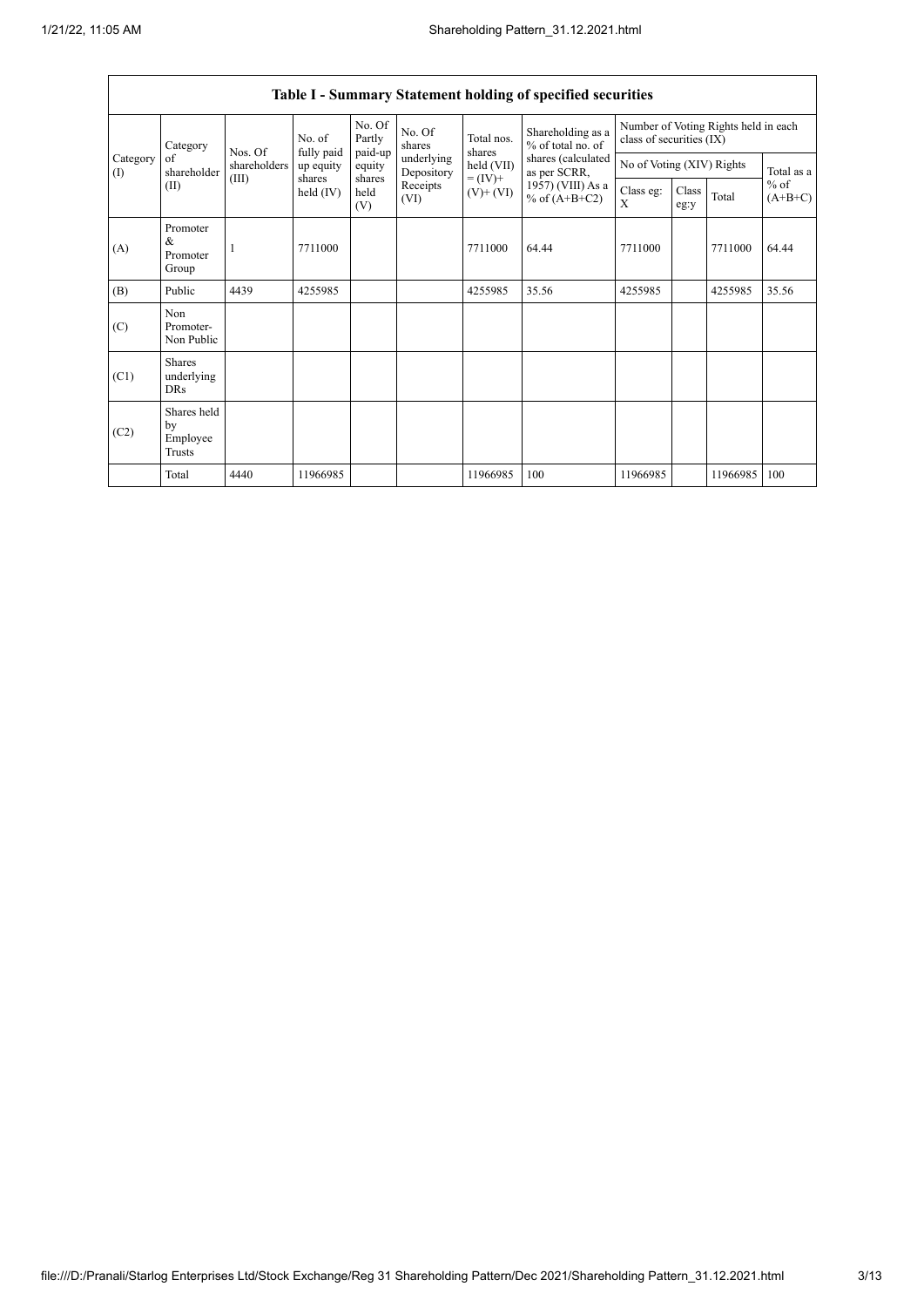## Table I - Summary Statement holding of specified securities

| Category (I) | Category of shareholder (II) | Nos. Of shareholders (III) | No. of fully paid up equity shares held (IV) | No. Of Partly paid-up equity shares held (V) | No. Of shares underlying Depository Receipts (VI) | Total nos. shares held (VII) = (IV)+ (V)+ (VI) | Shareholding as a % of total no. of shares (calculated as per SCRR, 1957) (VIII) As a % of (A+B+C2) | Number of Voting Rights held in each class of securities (IX) | | | |
|---|---|---|---|---|---|---|---|---|---|---|---|
| | | | | | | | | No of Voting (XIV) Rights | | | Total as a % of (A+B+C) |
| | | | | | | | | Class eg: X | Class eg:y | Total | |
| (A) | Promoter & Promoter Group | 1 | 7711000 | | | 7711000 | 64.44 | 7711000 | | 7711000 | 64.44 |
| (B) | Public | 4439 | 4255985 | | | 4255985 | 35.56 | 4255985 | | 4255985 | 35.56 |
| (C) | Non Promoter- Non Public | | | | | | | | | | |
| (C1) | Shares underlying DRs | | | | | | | | | | |
| (C2) | Shares held by Employee Trusts | | | | | | | | | | |
| | Total | 4440 | 11966985 | | | 11966985 | 100 | 11966985 | | 11966985 | 100 |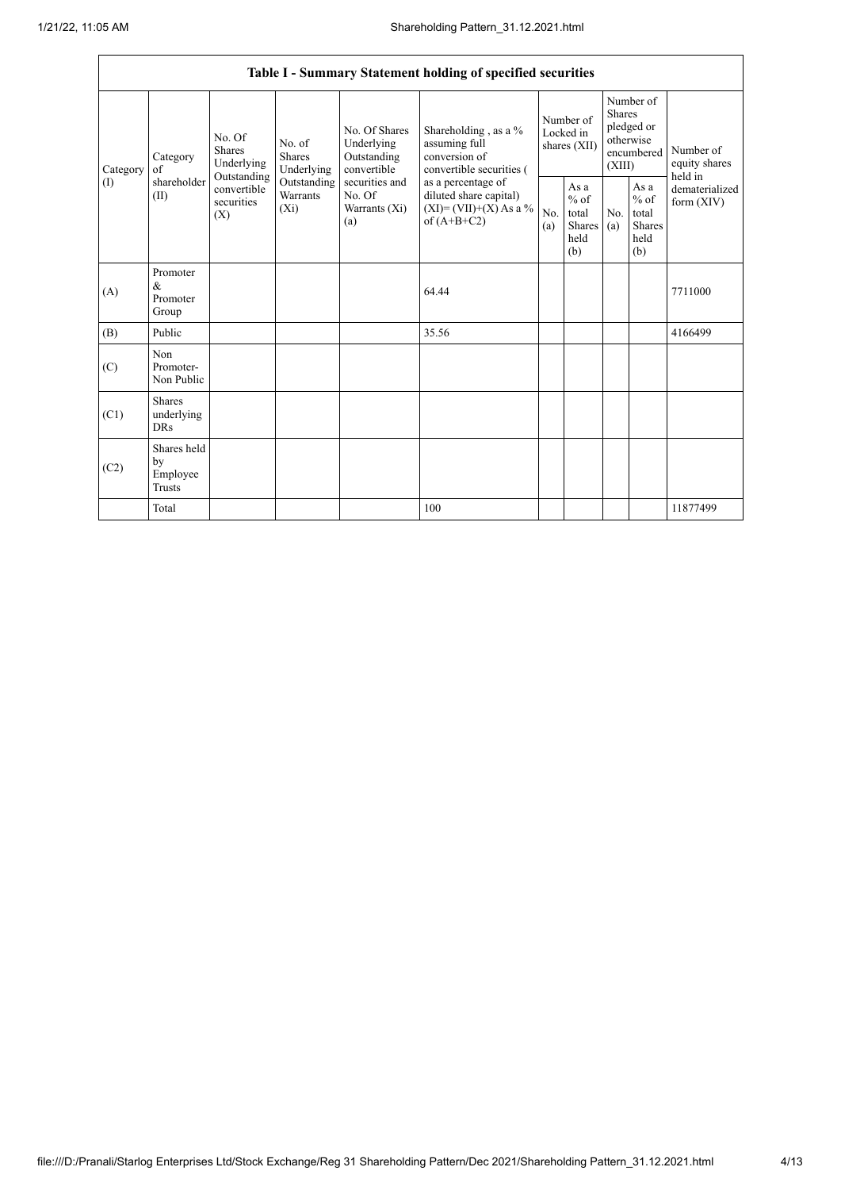| Table I - Summary Statement holding of specified securities | | | | | | | | | | | |
|---|---|---|---|---|---|---|---|---|---|---|---|
| Category (I) | Category of shareholder (II) | No. Of Shares Underlying Outstanding convertible securities (X) | No. of Shares Underlying Outstanding Warrants (Xi) | No. Of Shares Underlying Outstanding convertible securities and No. Of Warrants (Xi) (a) | Shareholding , as a % assuming full conversion of convertible securities ( as a percentage of diluted share capital) (XI)= (VII)+(X) As a % of (A+B+C2) | Number of Locked in shares (XII) | | Number of Shares pledged or otherwise encumbered (XIII) | | Number of equity shares held in dematerialized form (XIV) |
| | | | | | | No. (a) | As a % of total Shares held (b) | No. (a) | As a % of total Shares held (b) | |
| (A) | Promoter & Promoter Group | | | | 64.44 | | | | | 7711000 |
| (B) | Public | | | | 35.56 | | | | | 4166499 |
| (C) | Non Promoter- Non Public | | | | | | | | | |
| (C1) | Shares underlying DRs | | | | | | | | | |
| (C2) | Shares held by Employee Trusts | | | | | | | | | |
| | Total | | | | 100 | | | | | 11877499 |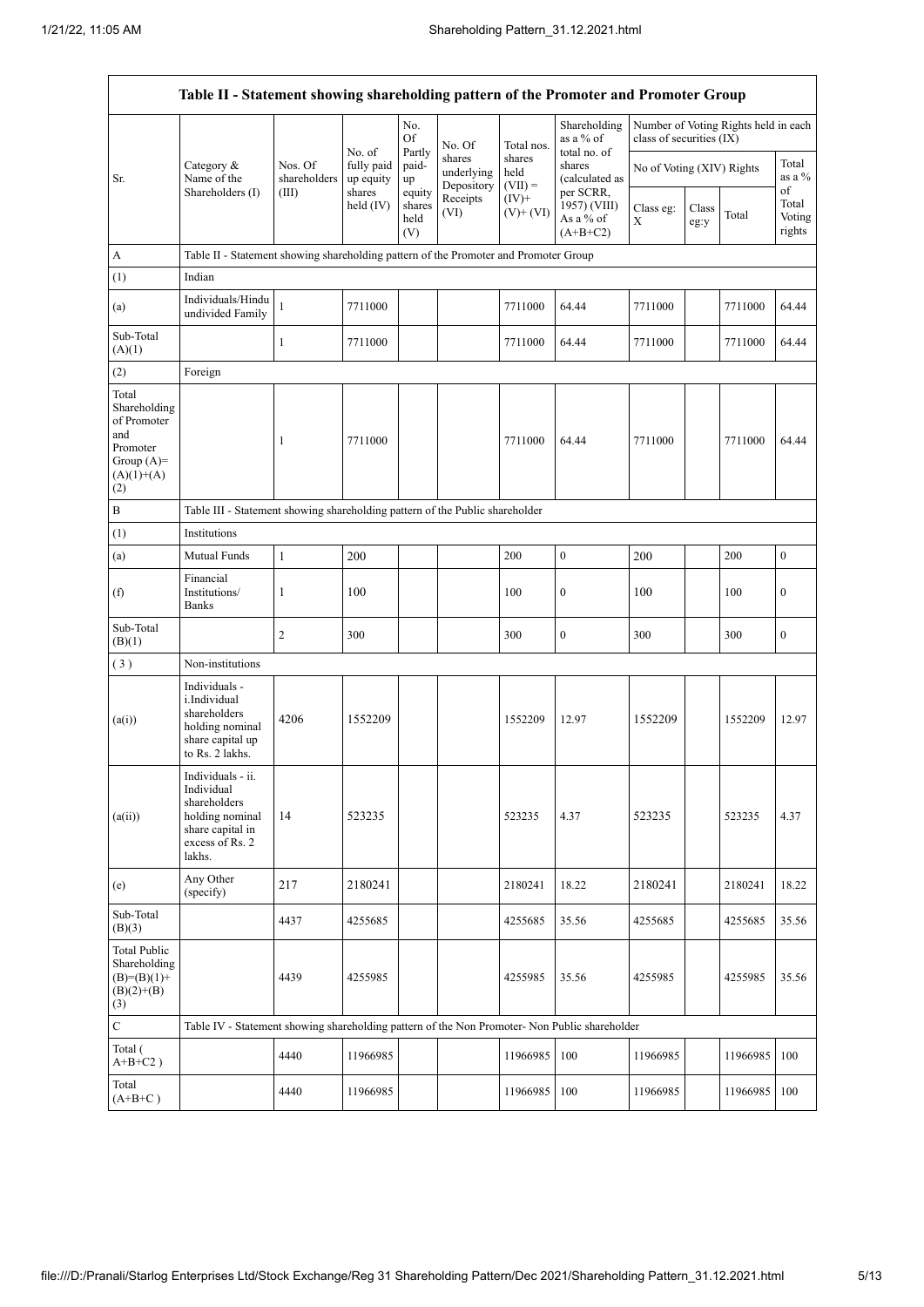## Table II - Statement showing shareholding pattern of the Promoter and Promoter Group

| Sr. | Category & Name of the Shareholders (I) | Nos. Of shareholders (III) | No. of fully paid up equity shares held (IV) | No. Of Partly paid-up equity shares held (V) | No. Of shares underlying Depository Receipts (VI) | Total nos. shares held (VII) = (IV)+ (V)+ (VI) | Shareholding as a % of total no. of shares (calculated as per SCRR, 1957) (VIII) As a % of (A+B+C2) | Number of Voting Rights held in each class of securities (IX) | | | |
|---|---|---|---|---|---|---|---|---|---|---|---|
| | | | | | | | | No of Voting (XIV) Rights | | | Total as a % of Total Voting rights |
| | | | | | | | | Class eg: X | Class eg:y | Total | |
| A | Table II - Statement showing shareholding pattern of the Promoter and Promoter Group | | | | | | | | | | |
| (1) | Indian | | | | | | | | | | |
| (a) | Individuals/Hindu undivided Family | 1 | 7711000 | | | 7711000 | 64.44 | 7711000 | | 7711000 | 64.44 |
| Sub-Total (A)(1) | | 1 | 7711000 | | | 7711000 | 64.44 | 7711000 | | 7711000 | 64.44 |
| (2) | Foreign | | | | | | | | | | |
| Total Shareholding of Promoter and Promoter Group (A)= (A)(1)+(A)(2) | | 1 | 7711000 | | | 7711000 | 64.44 | 7711000 | | 7711000 | 64.44 |
| B | Table III - Statement showing shareholding pattern of the Public shareholder | | | | | | | | | | |
| (1) | Institutions | | | | | | | | | | |
| (a) | Mutual Funds | 1 | 200 | | | 200 | 0 | 200 | | 200 | 0 |
| (f) | Financial Institutions/ Banks | 1 | 100 | | | 100 | 0 | 100 | | 100 | 0 |
| Sub-Total (B)(1) | | 2 | 300 | | | 300 | 0 | 300 | | 300 | 0 |
| (3) | Non-institutions | | | | | | | | | | |
| (a(i)) | Individuals - i.Individual shareholders holding nominal share capital up to Rs. 2 lakhs. | 4206 | 1552209 | | | 1552209 | 12.97 | 1552209 | | 1552209 | 12.97 |
| (a(ii)) | Individuals - ii. Individual shareholders holding nominal share capital in excess of Rs. 2 lakhs. | 14 | 523235 | | | 523235 | 4.37 | 523235 | | 523235 | 4.37 |
| (e) | Any Other (specify) | 217 | 2180241 | | | 2180241 | 18.22 | 2180241 | | 2180241 | 18.22 |
| Sub-Total (B)(3) | | 4437 | 4255685 | | | 4255685 | 35.56 | 4255685 | | 4255685 | 35.56 |
| Total Public Shareholding (B)=(B)(1)+(B)(2)+(B)(3) | | 4439 | 4255985 | | | 4255985 | 35.56 | 4255985 | | 4255985 | 35.56 |
| C | Table IV - Statement showing shareholding pattern of the Non Promoter- Non Public shareholder | | | | | | | | | | |
| Total ( A+B+C2 ) | | 4440 | 11966985 | | | 11966985 | 100 | 11966985 | | 11966985 | 100 |
| Total (A+B+C ) | | 4440 | 11966985 | | | 11966985 | 100 | 11966985 | | 11966985 | 100 |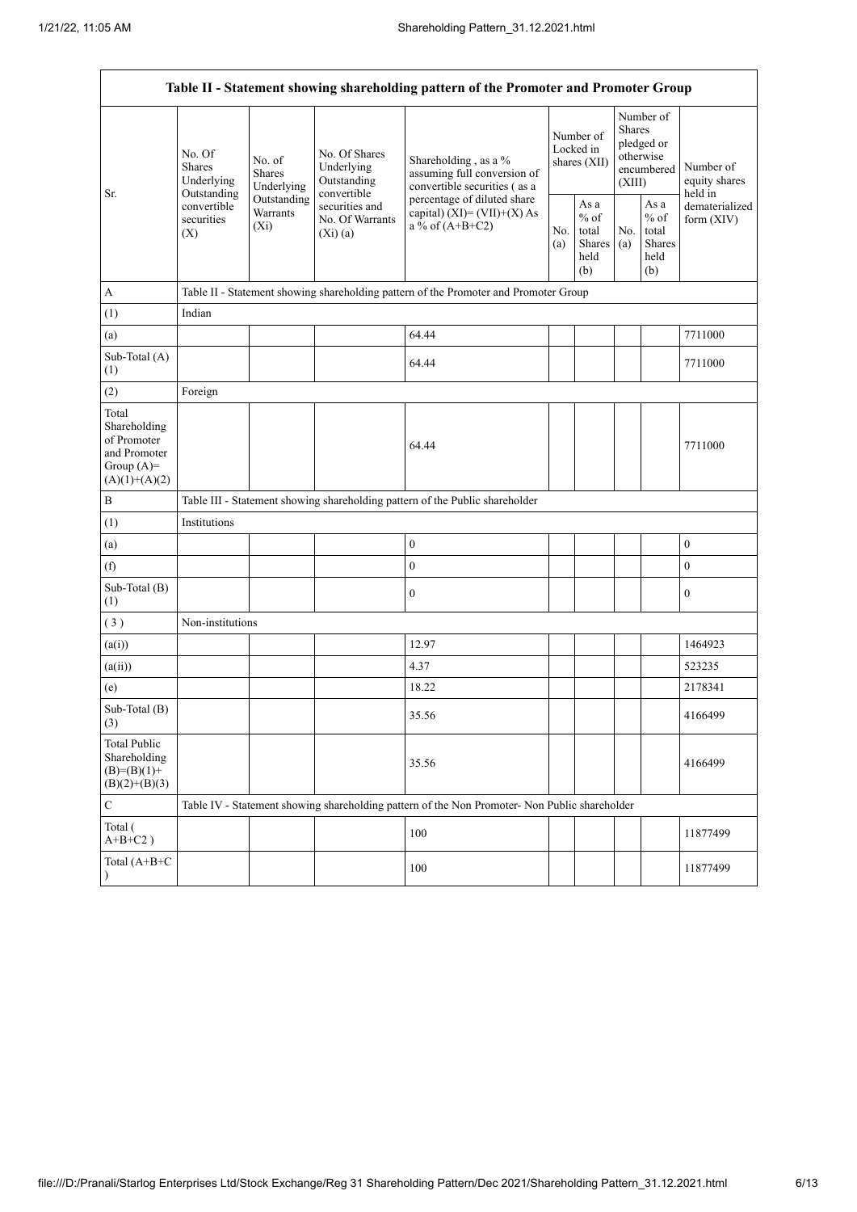| Table II - Statement showing shareholding pattern of the Promoter and Promoter Group | | | | | | | | | |
|---|---|---|---|---|---|---|---|---|---|
| Sr. | No. Of Shares Underlying Outstanding convertible securities (X) | No. of Shares Underlying Outstanding Warrants (Xi) | No. Of Shares Underlying Outstanding convertible securities and No. Of Warrants (Xi) (a) | Shareholding , as a % assuming full conversion of convertible securities ( as a percentage of diluted share capital) (XI)= (VII)+(X) As a % of (A+B+C2) | Number of Locked in shares (XII) | | Number of Shares pledged or otherwise encumbered (XIII) | | Number of equity shares held in dematerialized form (XIV) |
| | | | | | No. (a) | As a % of total Shares held (b) | No. (a) | As a % of total Shares held (b) | |
| A | Table II - Statement showing shareholding pattern of the Promoter and Promoter Group | | | | | | | | |
| (1) | Indian | | | | | | | | |
| (a) | | | | 64.44 | | | | | 7711000 |
| Sub-Total (A) (1) | | | | 64.44 | | | | | 7711000 |
| (2) | Foreign | | | | | | | | |
| Total Shareholding of Promoter and Promoter Group (A)= (A)(1)+(A)(2) | | | | 64.44 | | | | | 7711000 |
| B | Table III - Statement showing shareholding pattern of the Public shareholder | | | | | | | | |
| (1) | Institutions | | | | | | | | |
| (a) | | | | 0 | | | | | 0 |
| (f) | | | | 0 | | | | | 0 |
| Sub-Total (B) (1) | | | | 0 | | | | | 0 |
| ( 3 ) | Non-institutions | | | | | | | | |
| (a(i)) | | | | 12.97 | | | | | 1464923 |
| (a(ii)) | | | | 4.37 | | | | | 523235 |
| (e) | | | | 18.22 | | | | | 2178341 |
| Sub-Total (B) (3) | | | | 35.56 | | | | | 4166499 |
| Total Public Shareholding (B)=(B)(1)+(B)(2)+(B)(3) | | | | 35.56 | | | | | 4166499 |
| C | Table IV - Statement showing shareholding pattern of the Non Promoter- Non Public shareholder | | | | | | | | |
| Total ( A+B+C2 ) | | | | 100 | | | | | 11877499 |
| Total (A+B+C ) | | | | 100 | | | | | 11877499 |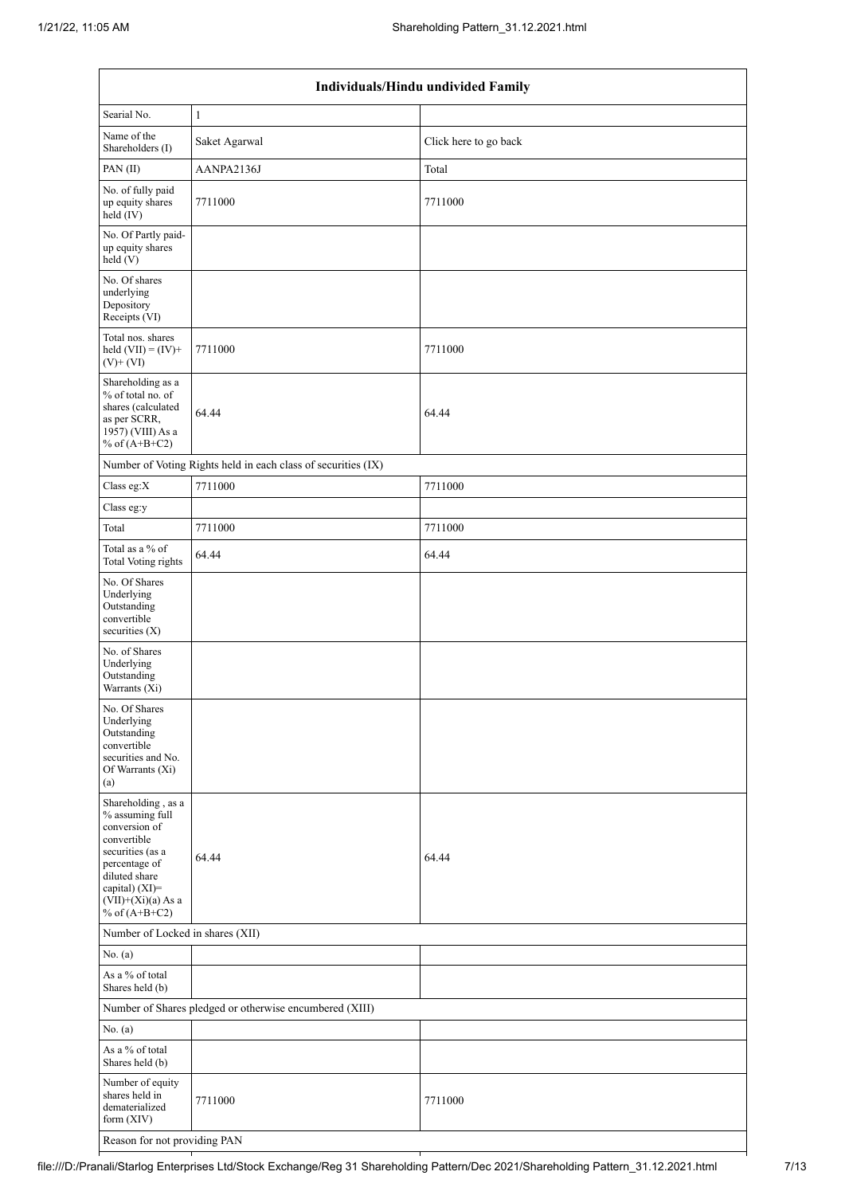| Individuals/Hindu undivided Family | | |
|---|---|---|
| Searial No. | 1 | |
| Name of the Shareholders (I) | Saket Agarwal | Click here to go back |
| PAN (II) | AANPA2136J | Total |
| No. of fully paid up equity shares held (IV) | 7711000 | 7711000 |
| No. Of Partly paid-up equity shares held (V) | | |
| No. Of shares underlying Depository Receipts (VI) | | |
| Total nos. shares held (VII) = (IV)+(V)+ (VI) | 7711000 | 7711000 |
| Shareholding as a % of total no. of shares (calculated as per SCRR, 1957) (VIII) As a % of (A+B+C2) | 64.44 | 64.44 |
| Number of Voting Rights held in each class of securities (IX) | | |
| Class eg:X | 7711000 | 7711000 |
| Class eg:y | | |
| Total | 7711000 | 7711000 |
| Total as a % of Total Voting rights | 64.44 | 64.44 |
| No. Of Shares Underlying Outstanding convertible securities (X) | | |
| No. of Shares Underlying Outstanding Warrants (Xi) | | |
| No. Of Shares Underlying Outstanding convertible securities and No. Of Warrants (Xi) (a) | | |
| Shareholding , as a % assuming full conversion of convertible securities (as a percentage of diluted share capital) (XI)= (VII)+(Xi)(a) As a % of (A+B+C2) | 64.44 | 64.44 |
| Number of Locked in shares (XII) | | |
| No. (a) | | |
| As a % of total Shares held (b) | | |
| Number of Shares pledged or otherwise encumbered (XIII) | | |
| No. (a) | | |
| As a % of total Shares held (b) | | |
| Number of equity shares held in dematerialized form (XIV) | 7711000 | 7711000 |
| Reason for not providing PAN | | |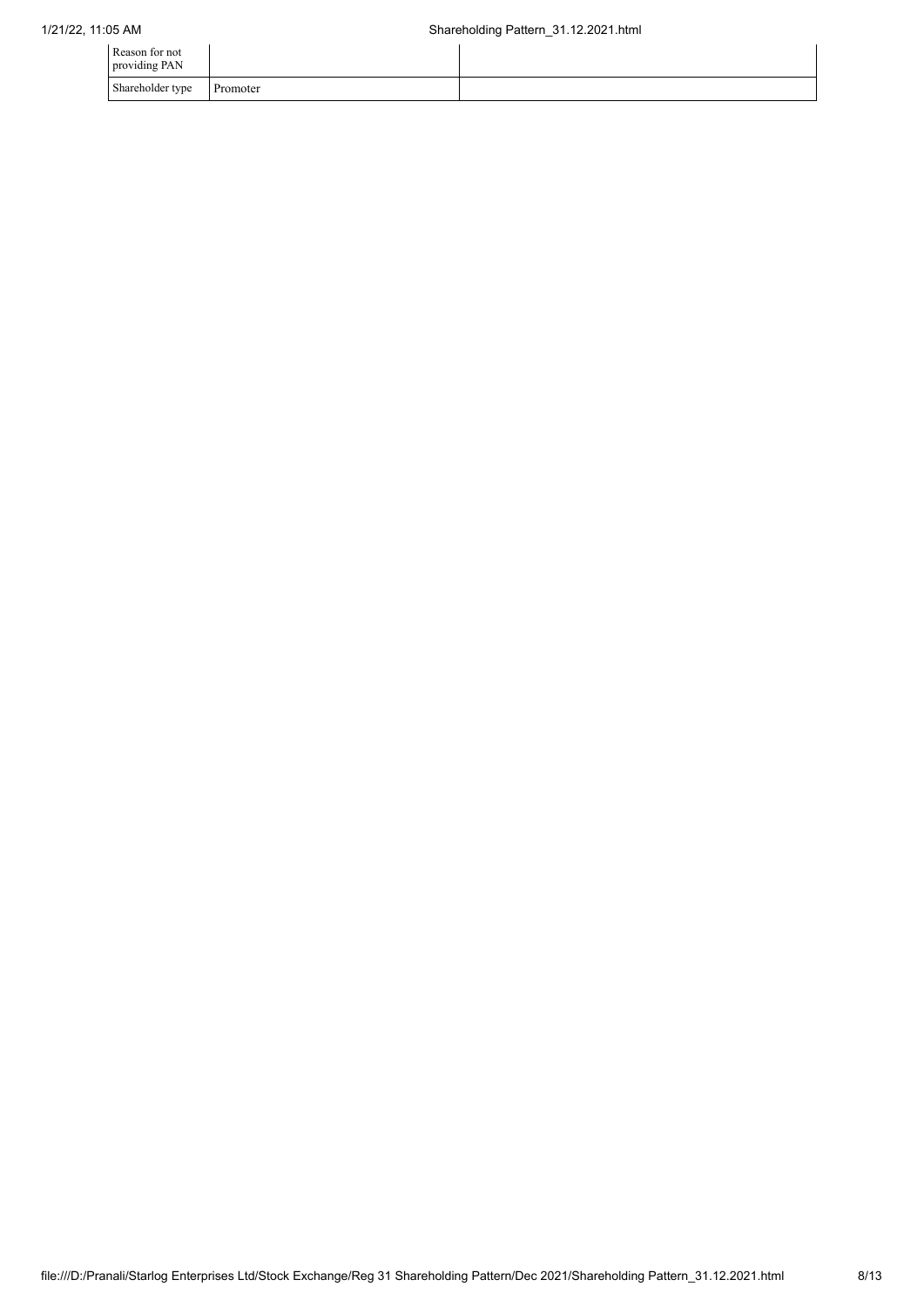| | | |
|---|---|---|
| Reason for not providing PAN | | |
| Shareholder type | Promoter | |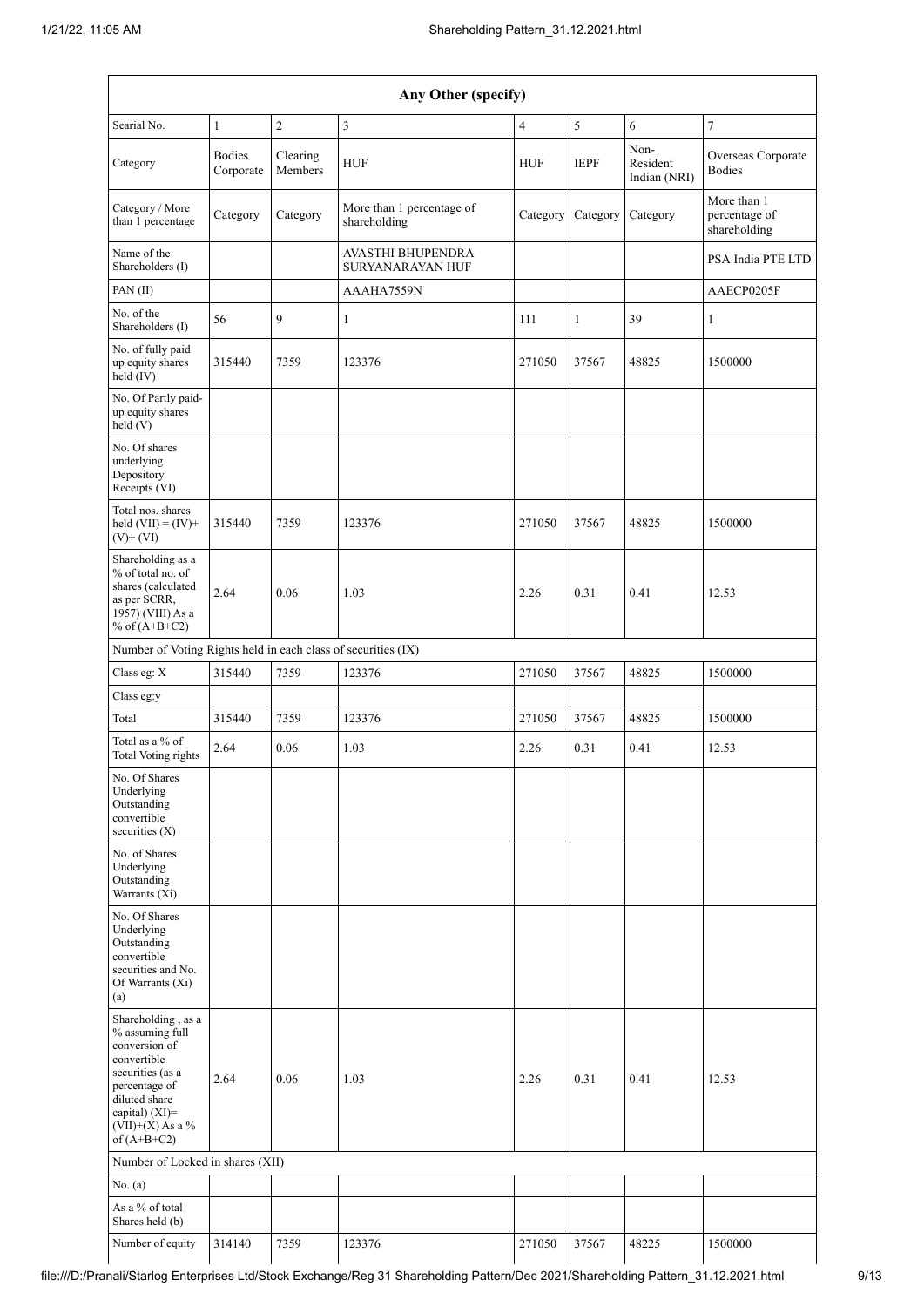| Any Other (specify) | | | | | | | |
|---|---|---|---|---|---|---|---|
| Searial No. | 1 | 2 | 3 | 4 | 5 | 6 | 7 |
| Category | Bodies Corporate | Clearing Members | HUF | HUF | IEPF | Non-Resident Indian (NRI) | Overseas Corporate Bodies |
| Category / More than 1 percentage | Category | Category | More than 1 percentage of shareholding | Category | Category | Category | More than 1 percentage of shareholding |
| Name of the Shareholders (I) | | | AVASTHI BHUPENDRA SURYANARAYAN HUF | | | | PSA India PTE LTD |
| PAN (II) | | | AAAHA7559N | | | | AAECP0205F |
| No. of the Shareholders (I) | 56 | 9 | 1 | 111 | 1 | 39 | 1 |
| No. of fully paid up equity shares held (IV) | 315440 | 7359 | 123376 | 271050 | 37567 | 48825 | 1500000 |
| No. Of Partly paid-up equity shares held (V) | | | | | | | |
| No. Of shares underlying Depository Receipts (VI) | | | | | | | |
| Total nos. shares held (VII) = (IV)+ (V)+ (VI) | 315440 | 7359 | 123376 | 271050 | 37567 | 48825 | 1500000 |
| Shareholding as a % of total no. of shares (calculated as per SCRR, 1957) (VIII) As a % of (A+B+C2) | 2.64 | 0.06 | 1.03 | 2.26 | 0.31 | 0.41 | 12.53 |
| Number of Voting Rights held in each class of securities (IX) | | | | | | | |
| Class eg: X | 315440 | 7359 | 123376 | 271050 | 37567 | 48825 | 1500000 |
| Class eg:y | | | | | | | |
| Total | 315440 | 7359 | 123376 | 271050 | 37567 | 48825 | 1500000 |
| Total as a % of Total Voting rights | 2.64 | 0.06 | 1.03 | 2.26 | 0.31 | 0.41 | 12.53 |
| No. Of Shares Underlying Outstanding convertible securities (X) | | | | | | | |
| No. of Shares Underlying Outstanding Warrants (Xi) | | | | | | | |
| No. Of Shares Underlying Outstanding convertible securities and No. Of Warrants (Xi) (a) | | | | | | | |
| Shareholding , as a % assuming full conversion of convertible securities (as a percentage of diluted share capital) (XI)= (VII)+(X) As a % of (A+B+C2) | 2.64 | 0.06 | 1.03 | 2.26 | 0.31 | 0.41 | 12.53 |
| Number of Locked in shares (XII) | | | | | | | |
| No. (a) | | | | | | | |
| As a % of total Shares held (b) | | | | | | | |
| Number of equity | 314140 | 7359 | 123376 | 271050 | 37567 | 48225 | 1500000 |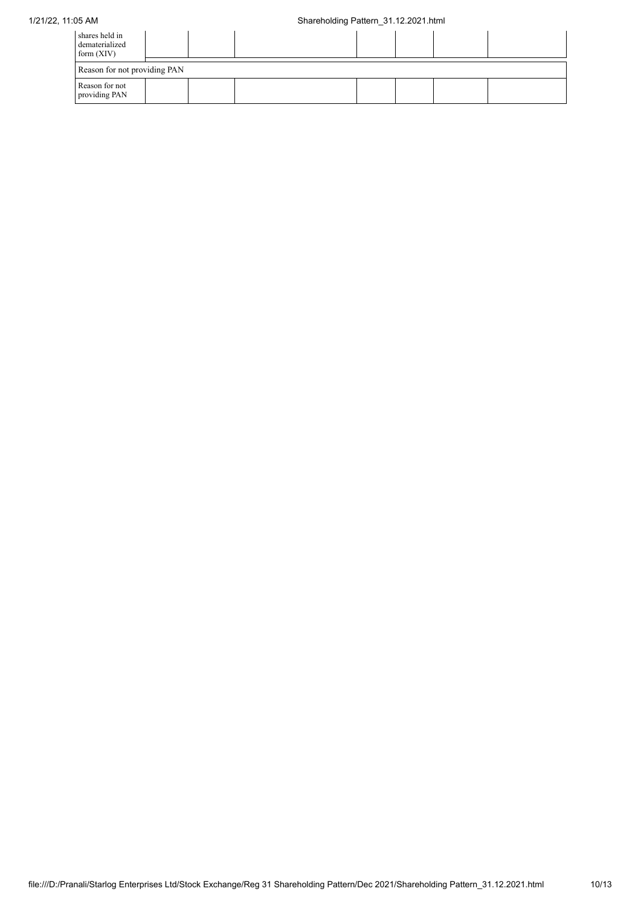| shares held in dematerialized form (XIV) | | | | | | | |
|---|---|---|---|---|---|---|---|
| Reason for not providing PAN | | | | | | | |
| Reason for not providing PAN | | | | | | | |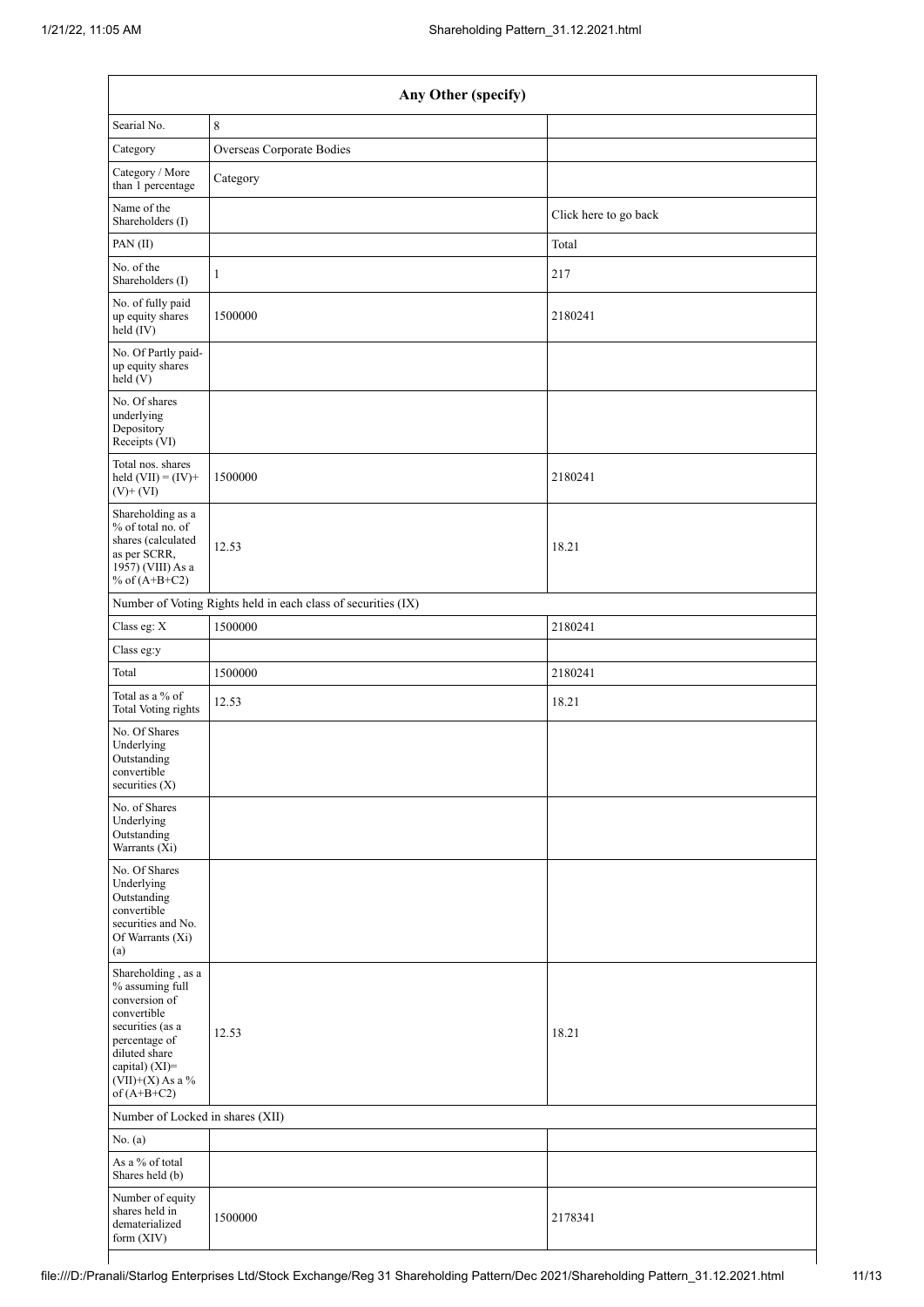| Any Other (specify) | | |
|---|---|---|
| Searial No. | 8 | |
| Category | Overseas Corporate Bodies | |
| Category / More than 1 percentage | Category | |
| Name of the Shareholders (I) | | Click here to go back |
| PAN (II) | | Total |
| No. of the Shareholders (I) | 1 | 217 |
| No. of fully paid up equity shares held (IV) | 1500000 | 2180241 |
| No. Of Partly paid-up equity shares held (V) | | |
| No. Of shares underlying Depository Receipts (VI) | | |
| Total nos. shares held (VII) = (IV)+(V)+ (VI) | 1500000 | 2180241 |
| Shareholding as a % of total no. of shares (calculated as per SCRR, 1957) (VIII) As a % of (A+B+C2) | 12.53 | 18.21 |
| Number of Voting Rights held in each class of securities (IX) | | |
| Class eg: X | 1500000 | 2180241 |
| Class eg:y | | |
| Total | 1500000 | 2180241 |
| Total as a % of Total Voting rights | 12.53 | 18.21 |
| No. Of Shares Underlying Outstanding convertible securities (X) | | |
| No. of Shares Underlying Outstanding Warrants (Xi) | | |
| No. Of Shares Underlying Outstanding convertible securities and No. Of Warrants (Xi) (a) | | |
| Shareholding , as a % assuming full conversion of convertible securities (as a percentage of diluted share capital) (XI)= (VII)+(X) As a % of (A+B+C2) | 12.53 | 18.21 |
| Number of Locked in shares (XII) | | |
| No. (a) | | |
| As a % of total Shares held (b) | | |
| Number of equity shares held in dematerialized form (XIV) | 1500000 | 2178341 |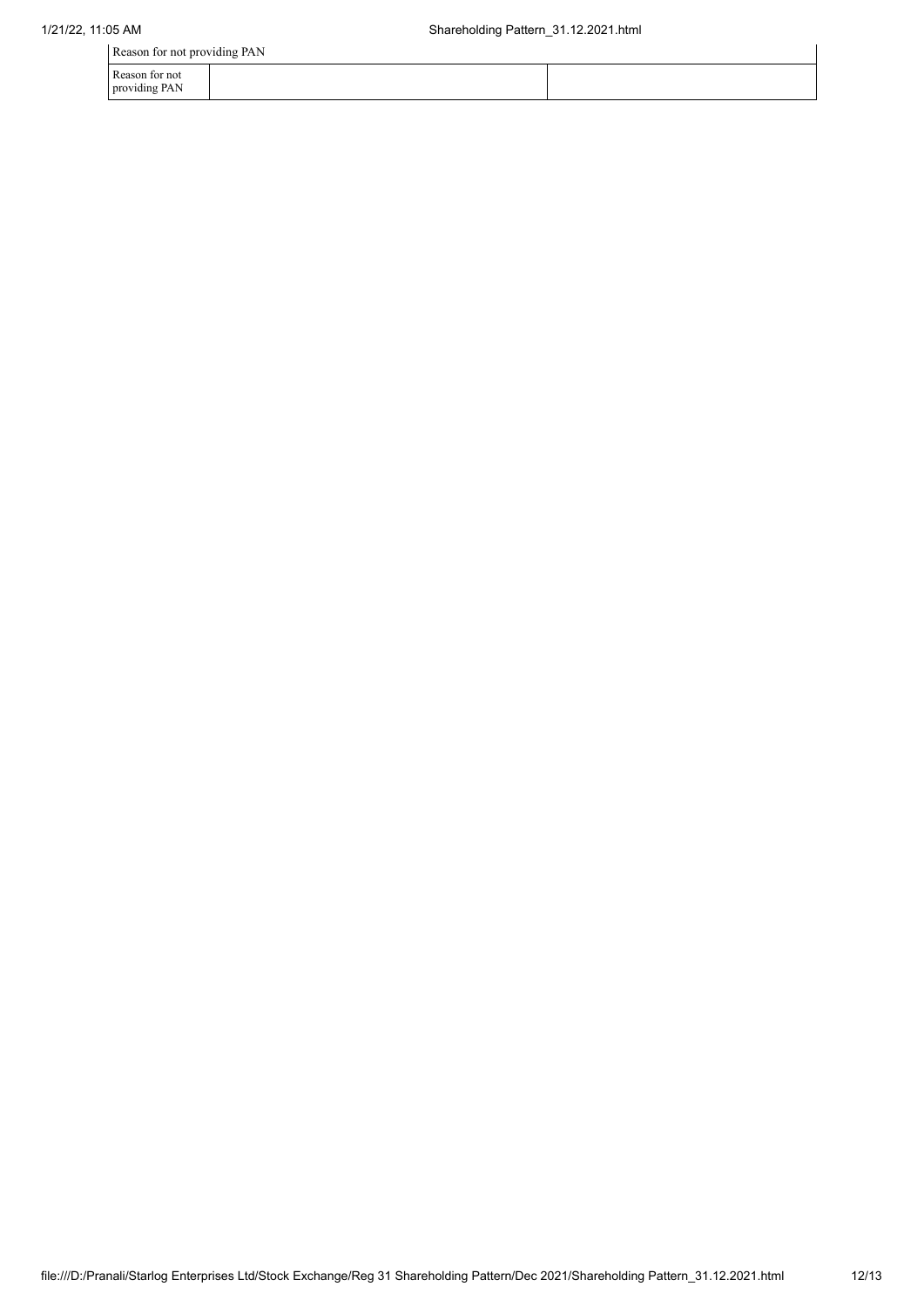| Reason for not providing PAN | | |
|---|---|---|
| Reason for not providing PAN | | |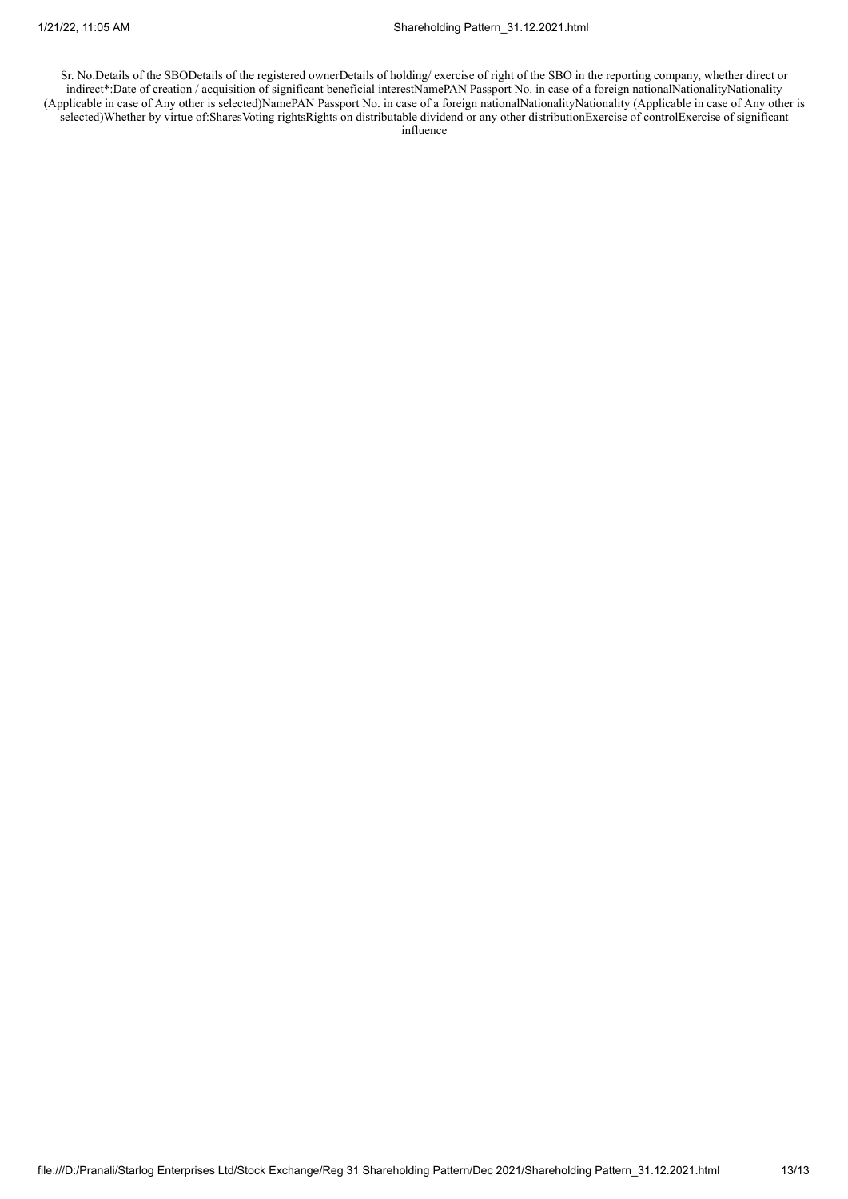Sr. No.Details of the SBODetails of the registered ownerDetails of holding/ exercise of right of the SBO in the reporting company, whether direct or indirect*:Date of creation / acquisition of significant beneficial interestNamePAN Passport No. in case of a foreign nationalNationalityNationality (Applicable in case of Any other is selected)NamePAN Passport No. in case of a foreign nationalNationalityNationality (Applicable in case of Any other is selected)Whether by virtue of:SharesVoting rightsRights on distributable dividend or any other distributionExercise of controlExercise of significant influence